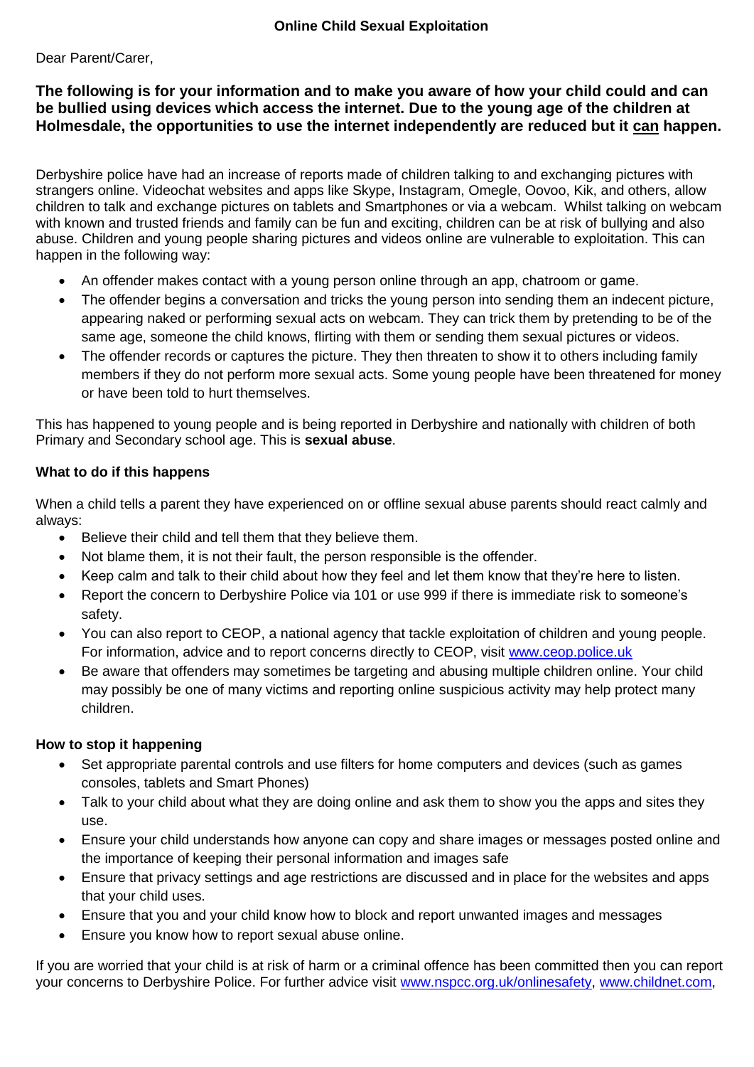# Online Child Sexual Exploitation

Dear Parent/Carer,

**The following is for your information and to make you aware of how your child could and can be bullied using devices which access the internet. Due to the young age of the children at Holmesdale, the opportunities to use the internet independently are reduced but it <u>can</u> happen.**

Derbyshire police have had an increase of reports made of children talking to and exchanging pictures with strangers online. Videochat websites and apps like Skype, Instagram, Omegle, Oovoo, Kik, and others, allow children to talk and exchange pictures on tablets and Smartphones or via a webcam. Whilst talking on webcam with known and trusted friends and family can be fun and exciting, children can be at risk of bullying and also abuse. Children and young people sharing pictures and videos online are vulnerable to exploitation. This can happen in the following way:

- An offender makes contact with a young person online through an app, chatroom or game.
- The offender begins a conversation and tricks the young person into sending them an indecent picture, appearing naked or performing sexual acts on webcam. They can trick them by pretending to be of the same age, someone the child knows, flirting with them or sending them sexual pictures or videos.
- The offender records or captures the picture. They then threaten to show it to others including family members if they do not perform more sexual acts. Some young people have been threatened for money or have been told to hurt themselves.

This has happened to young people and is being reported in Derbyshire and nationally with children of both Primary and Secondary school age. This is **sexual abuse**.

### What to do if this happens

When a child tells a parent they have experienced on or offline sexual abuse parents should react calmly and always:

- Believe their child and tell them that they believe them.
- Not blame them, it is not their fault, the person responsible is the offender.
- Keep calm and talk to their child about how they feel and let them know that they're here to listen.
- Report the concern to Derbyshire Police via 101 or use 999 if there is immediate risk to someone's safety.
- You can also report to CEOP, a national agency that tackle exploitation of children and young people. For information, advice and to report concerns directly to CEOP, visit [www.ceop.police.uk](http://www.ceop.police.uk)
- Be aware that offenders may sometimes be targeting and abusing multiple children online. Your child may possibly be one of many victims and reporting online suspicious activity may help protect many children.

### How to stop it happening

- Set appropriate parental controls and use filters for home computers and devices (such as games consoles, tablets and Smart Phones)
- Talk to your child about what they are doing online and ask them to show you the apps and sites they use.
- Ensure your child understands how anyone can copy and share images or messages posted online and the importance of keeping their personal information and images safe
- Ensure that privacy settings and age restrictions are discussed and in place for the websites and apps that your child uses.
- Ensure that you and your child know how to block and report unwanted images and messages
- Ensure you know how to report sexual abuse online.

If you are worried that your child is at risk of harm or a criminal offence has been committed then you can report your concerns to Derbyshire Police. For further advice visit [www.nspcc.org.uk/onlinesafety](http://www.nspcc.org.uk/onlinesafety), [www.childnet.com](http://www.childnet.com),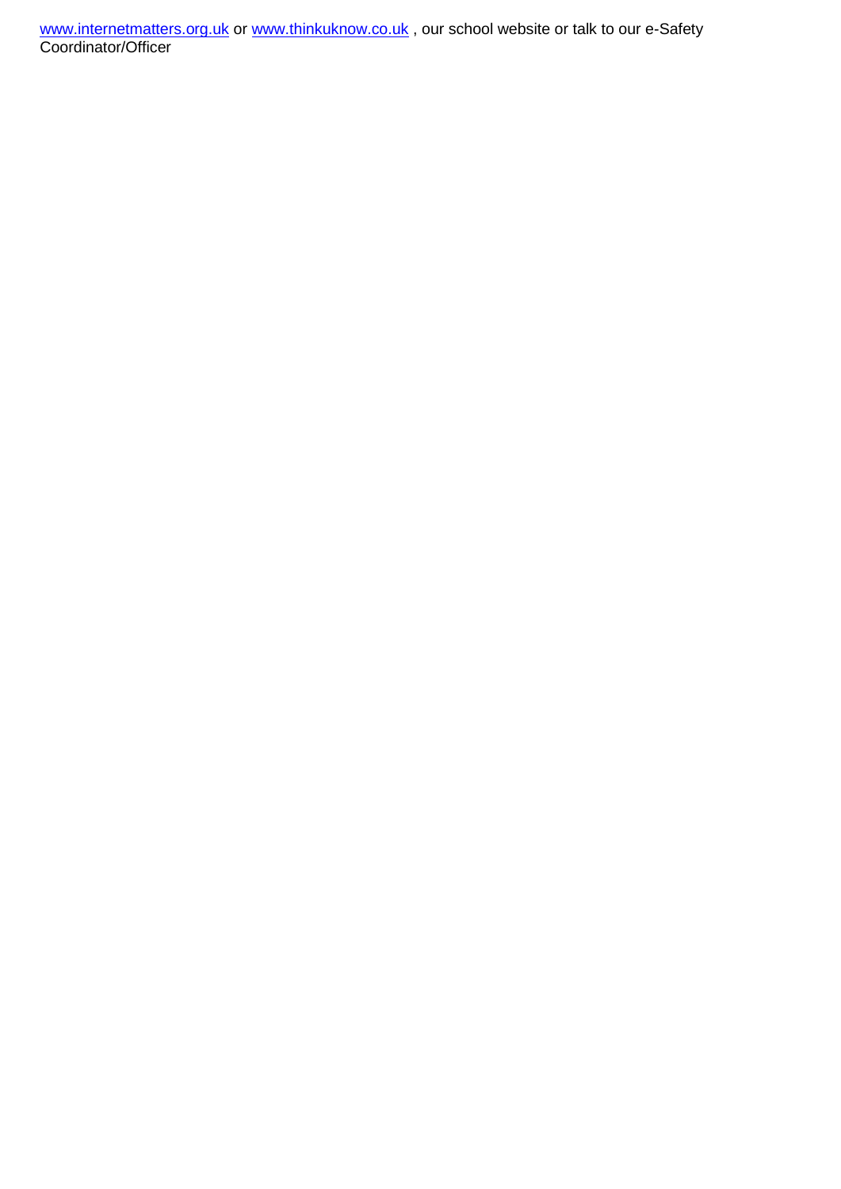[www.internetmatters.org.uk](http://www.internetmatters.org.uk) or [www.thinkuknow.co.uk](http://www.thinkuknow.co.uk) , our school website or talk to our e-Safety Coordinator/Officer